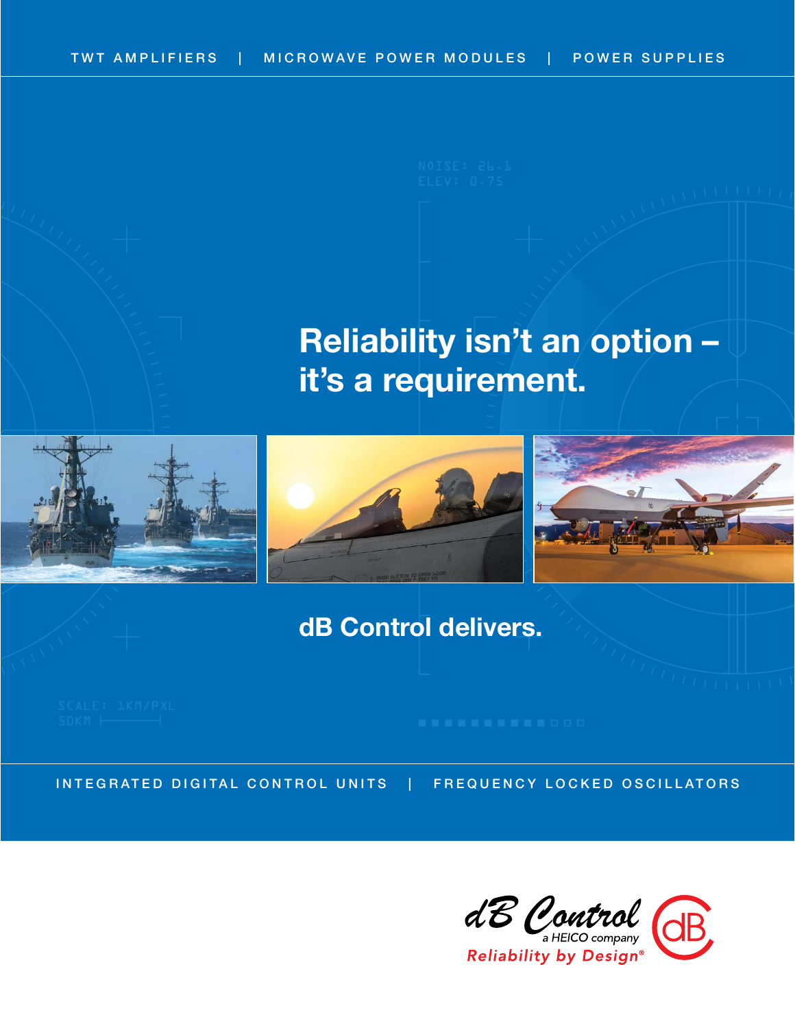TWT AMPLIFIERS | MICROWAVE POWER MODULES | POWER SUPPLIES

# Reliability isn't an option – it's a requirement.

## dB Control delivers.

INTEGRATED DIGITAL CONTROL UNITS | FREQUENCY LOCKED OSCILLATORS

dB Control
a HEICO company
*Reliability by Design®*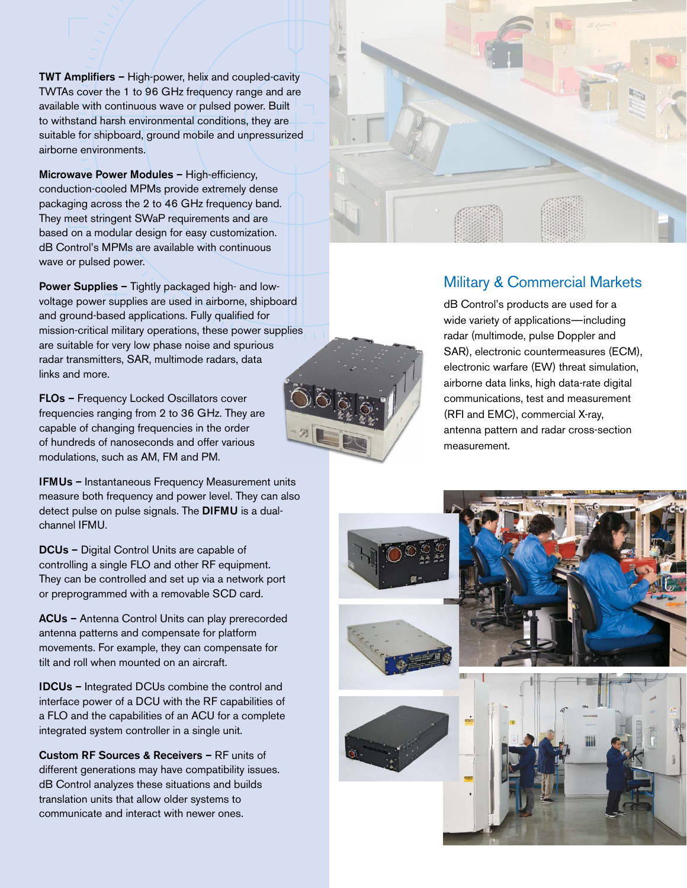**TWT Amplifiers –** High-power, helix and coupled-cavity TWTAs cover the 1 to 96 GHz frequency range and are available with continuous wave or pulsed power. Built to withstand harsh environmental conditions, they are suitable for shipboard, ground mobile and unpressurized airborne environments.

**Microwave Power Modules –** High-efficiency, conduction-cooled MPMs provide extremely dense packaging across the 2 to 46 GHz frequency band. They meet stringent SWaP requirements and are based on a modular design for easy customization. dB Control's MPMs are available with continuous wave or pulsed power.

**Power Supplies –** Tightly packaged high- and low-voltage power supplies are used in airborne, shipboard and ground-based applications. Fully qualified for mission-critical military operations, these power supplies are suitable for very low phase noise and spurious radar transmitters, SAR, multimode radars, data links and more.

**FLOs –** Frequency Locked Oscillators cover frequencies ranging from 2 to 36 GHz. They are capable of changing frequencies in the order of hundreds of nanoseconds and offer various modulations, such as AM, FM and PM.

**IFMUs –** Instantaneous Frequency Measurement units measure both frequency and power level. They can also detect pulse on pulse signals. The **DIFMU** is a dual-channel IFMU.

**DCUs –** Digital Control Units are capable of controlling a single FLO and other RF equipment. They can be controlled and set up via a network port or preprogrammed with a removable SCD card.

**ACUs –** Antenna Control Units can play prerecorded antenna patterns and compensate for platform movements. For example, they can compensate for tilt and roll when mounted on an aircraft.

**IDCUs –** Integrated DCUs combine the control and interface power of a DCU with the RF capabilities of a FLO and the capabilities of an ACU for a complete integrated system controller in a single unit.

**Custom RF Sources & Receivers –** RF units of different generations may have compatibility issues. dB Control analyzes these situations and builds translation units that allow older systems to communicate and interact with newer ones.

## Military & Commercial Markets

dB Control's products are used for a wide variety of applications—including radar (multimode, pulse Doppler and SAR), electronic countermeasures (ECM), electronic warfare (EW) threat simulation, airborne data links, high data-rate digital communications, test and measurement (RFI and EMC), commercial X-ray, antenna pattern and radar cross-section measurement.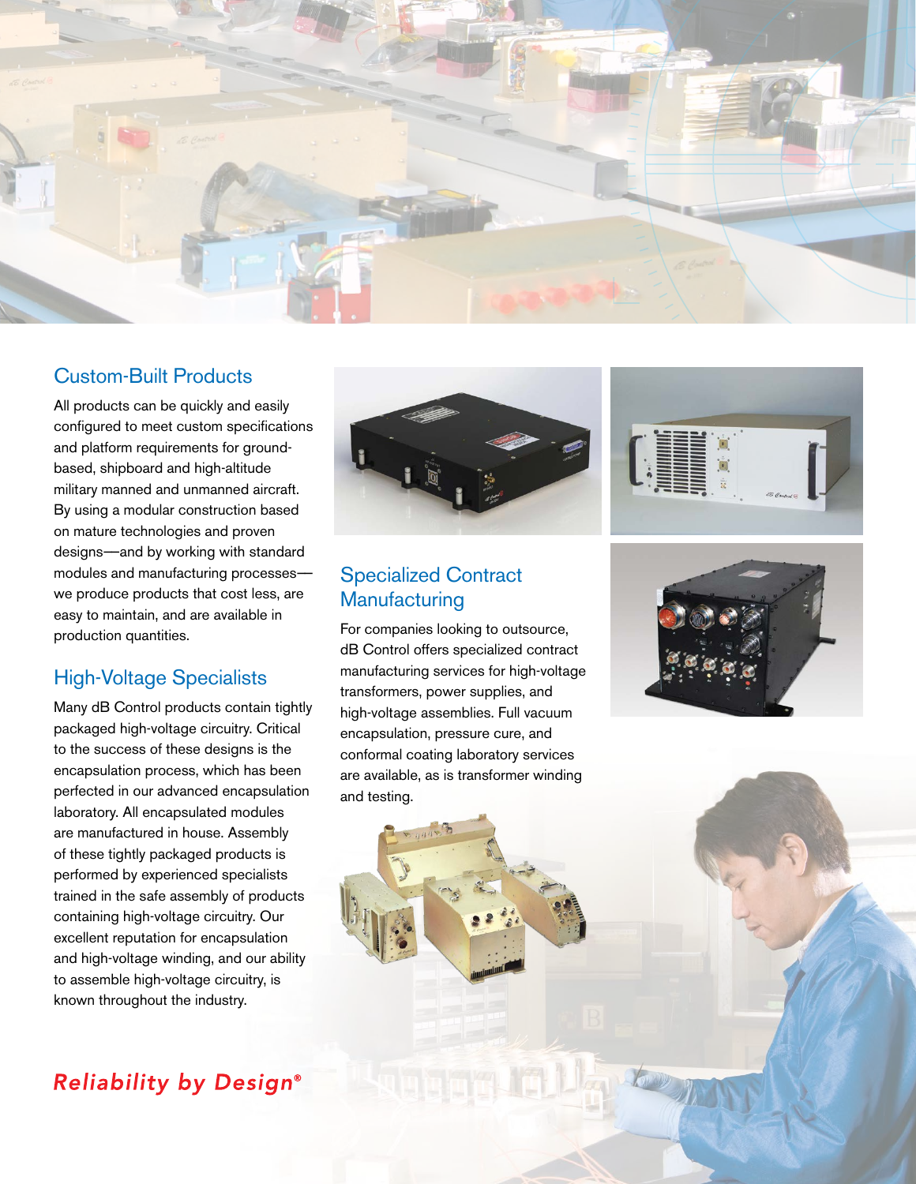## Custom-Built Products

All products can be quickly and easily configured to meet custom specifications and platform requirements for ground-based, shipboard and high-altitude military manned and unmanned aircraft. By using a modular construction based on mature technologies and proven designs—and by working with standard modules and manufacturing processes—we produce products that cost less, are easy to maintain, and are available in production quantities.

## High-Voltage Specialists

Many dB Control products contain tightly packaged high-voltage circuitry. Critical to the success of these designs is the encapsulation process, which has been perfected in our advanced encapsulation laboratory. All encapsulated modules are manufactured in house. Assembly of these tightly packaged products is performed by experienced specialists trained in the safe assembly of products containing high-voltage circuitry. Our excellent reputation for encapsulation and high-voltage winding, and our ability to assemble high-voltage circuitry, is known throughout the industry.

## Specialized Contract Manufacturing

For companies looking to outsource, dB Control offers specialized contract manufacturing services for high-voltage transformers, power supplies, and high-voltage assemblies. Full vacuum encapsulation, pressure cure, and conformal coating laboratory services are available, as is transformer winding and testing.

*Reliability by Design®*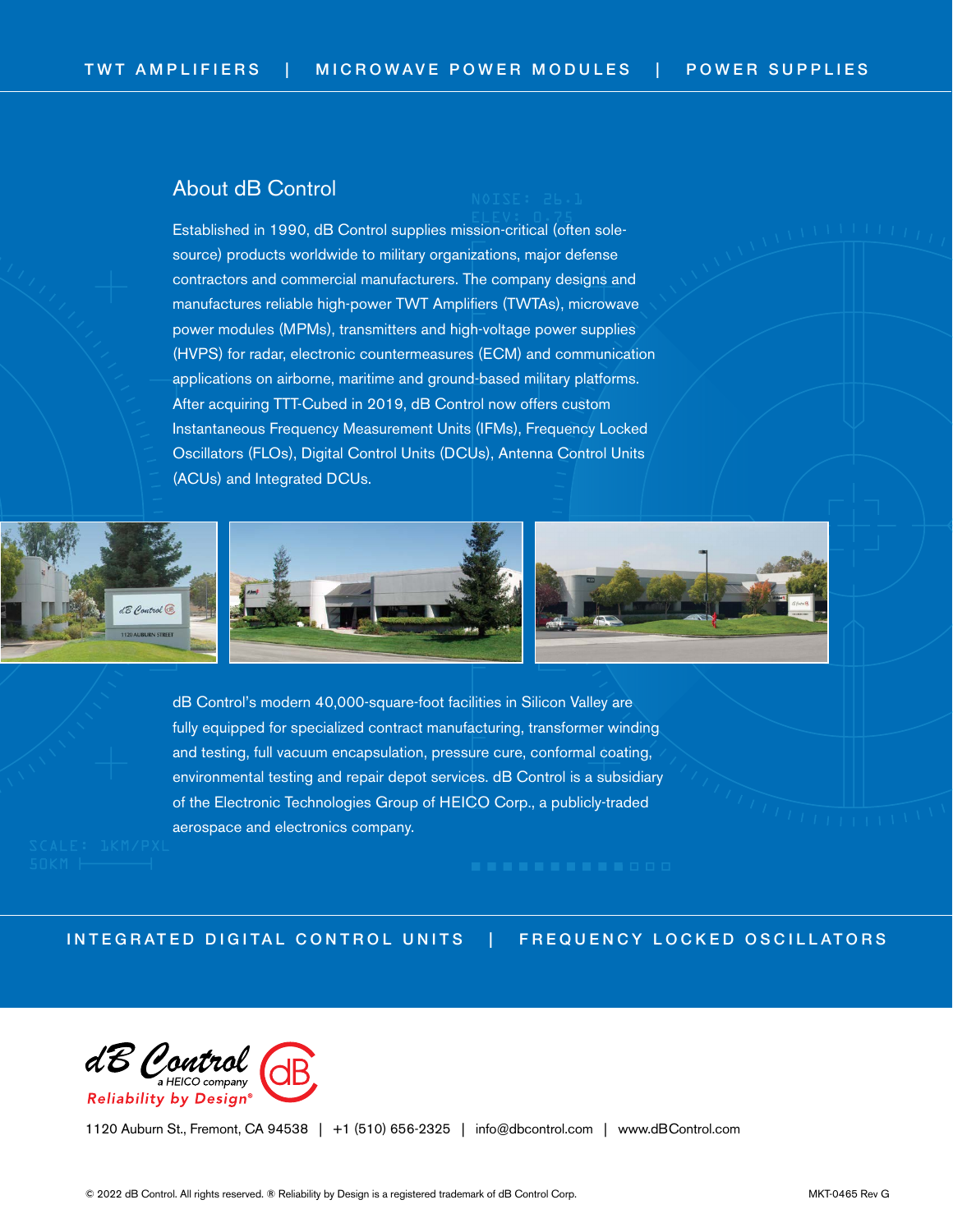TWT AMPLIFIERS | MICROWAVE POWER MODULES | POWER SUPPLIES

## About dB Control

Established in 1990, dB Control supplies mission-critical (often sole-source) products worldwide to military organizations, major defense contractors and commercial manufacturers. The company designs and manufactures reliable high-power TWT Amplifiers (TWTAs), microwave power modules (MPMs), transmitters and high-voltage power supplies (HVPS) for radar, electronic countermeasures (ECM) and communication applications on airborne, maritime and ground-based military platforms. After acquiring TTT-Cubed in 2019, dB Control now offers custom Instantaneous Frequency Measurement Units (IFMs), Frequency Locked Oscillators (FLOs), Digital Control Units (DCUs), Antenna Control Units (ACUs) and Integrated DCUs.

dB Control's modern 40,000-square-foot facilities in Silicon Valley are fully equipped for specialized contract manufacturing, transformer winding and testing, full vacuum encapsulation, pressure cure, conformal coating, environmental testing and repair depot services. dB Control is a subsidiary of the Electronic Technologies Group of HEICO Corp., a publicly-traded aerospace and electronics company.

INTEGRATED DIGITAL CONTROL UNITS | FREQUENCY LOCKED OSCILLATORS

dB Control
a HEICO company
*Reliability by Design®*

1120 Auburn St., Fremont, CA 94538 | +1 (510) 656-2325 | info@dbcontrol.com | www.dBControl.com

© 2022 dB Control. All rights reserved. ® Reliability by Design is a registered trademark of dB Control Corp.

MKT-0465 Rev G